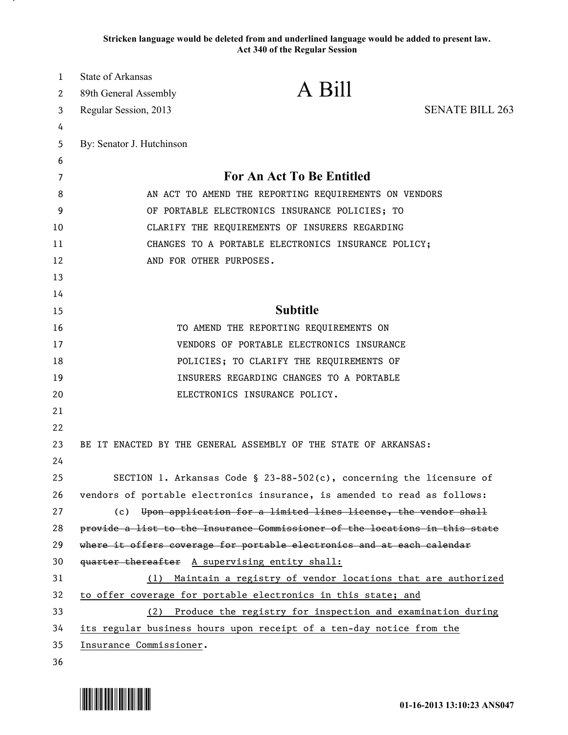**Stricken language would be deleted from and underlined language would be added to present law.**
**Act 340 of the Regular Session**

State of Arkansas
89th General Assembly
Regular Session, 2013

# A Bill

SENATE BILL 263

By: Senator J. Hutchinson

## For An Act To Be Entitled

AN ACT TO AMEND THE REPORTING REQUIREMENTS ON VENDORS OF PORTABLE ELECTRONICS INSURANCE POLICIES; TO CLARIFY THE REQUIREMENTS OF INSURERS REGARDING CHANGES TO A PORTABLE ELECTRONICS INSURANCE POLICY; AND FOR OTHER PURPOSES.

## Subtitle

TO AMEND THE REPORTING REQUIREMENTS ON VENDORS OF PORTABLE ELECTRONICS INSURANCE POLICIES; TO CLARIFY THE REQUIREMENTS OF INSURERS REGARDING CHANGES TO A PORTABLE ELECTRONICS INSURANCE POLICY.

BE IT ENACTED BY THE GENERAL ASSEMBLY OF THE STATE OF ARKANSAS:

SECTION 1. Arkansas Code § 23-88-502(c), concerning the licensure of vendors of portable electronics insurance, is amended to read as follows:

(c) ~~Upon application for a limited lines license, the vendor shall provide a list to the Insurance Commissioner of the locations in this state where it offers coverage for portable electronics and at each calendar quarter thereafter~~ <u>A supervising entity shall:</u>

<u>(1) Maintain a registry of vendor locations that are authorized to offer coverage for portable electronics in this state; and</u>

<u>(2) Produce the registry for inspection and examination during its regular business hours upon receipt of a ten-day notice from the Insurance Commissioner</u>.

01-16-2013 13:10:23 ANS047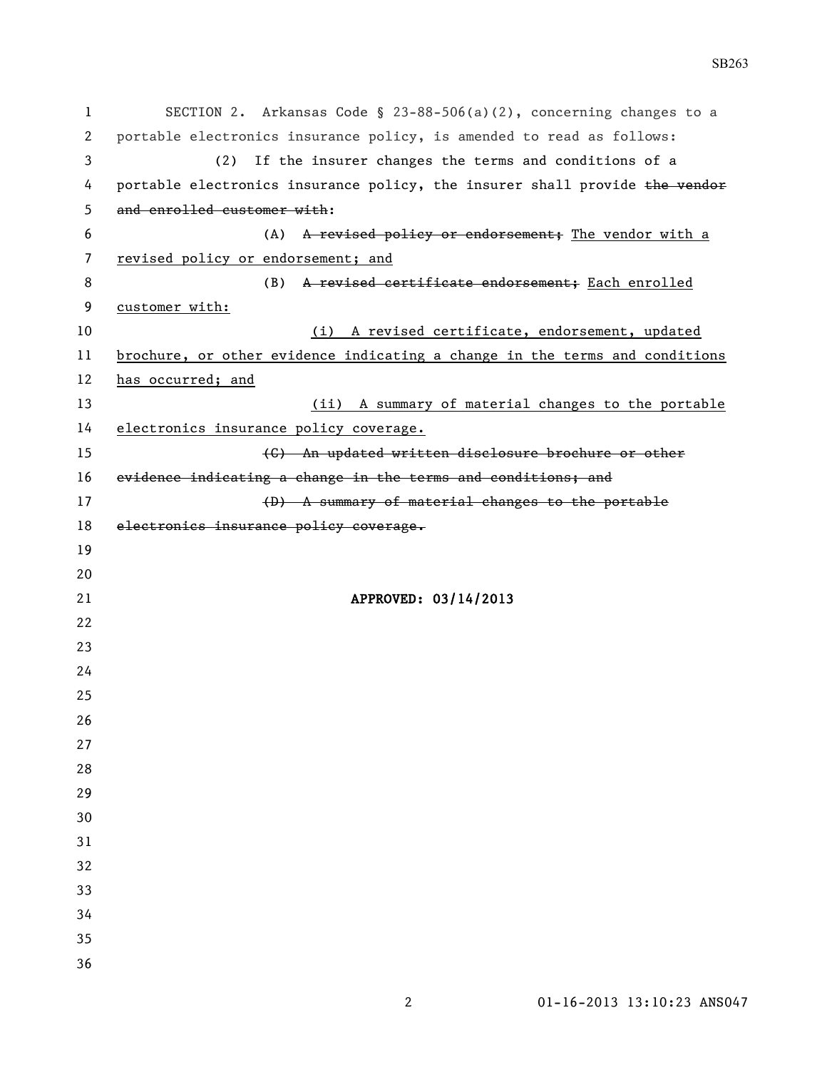SECTION 2. Arkansas Code § 23-88-506(a)(2), concerning changes to a portable electronics insurance policy, is amended to read as follows:

(2) If the insurer changes the terms and conditions of a portable electronics insurance policy, the insurer shall provide ~~the vendor and enrolled customer with~~:

(A) ~~A revised policy or endorsement;~~ The vendor with a revised policy or endorsement; and

(B) ~~A revised certificate endorsement;~~ Each enrolled customer with:

(i) A revised certificate, endorsement, updated brochure, or other evidence indicating a change in the terms and conditions has occurred; and

(ii) A summary of material changes to the portable electronics insurance policy coverage.

~~(C) An updated written disclosure brochure or other evidence indicating a change in the terms and conditions; and~~

~~(D) A summary of material changes to the portable electronics insurance policy coverage.~~

**APPROVED: 03/14/2013**